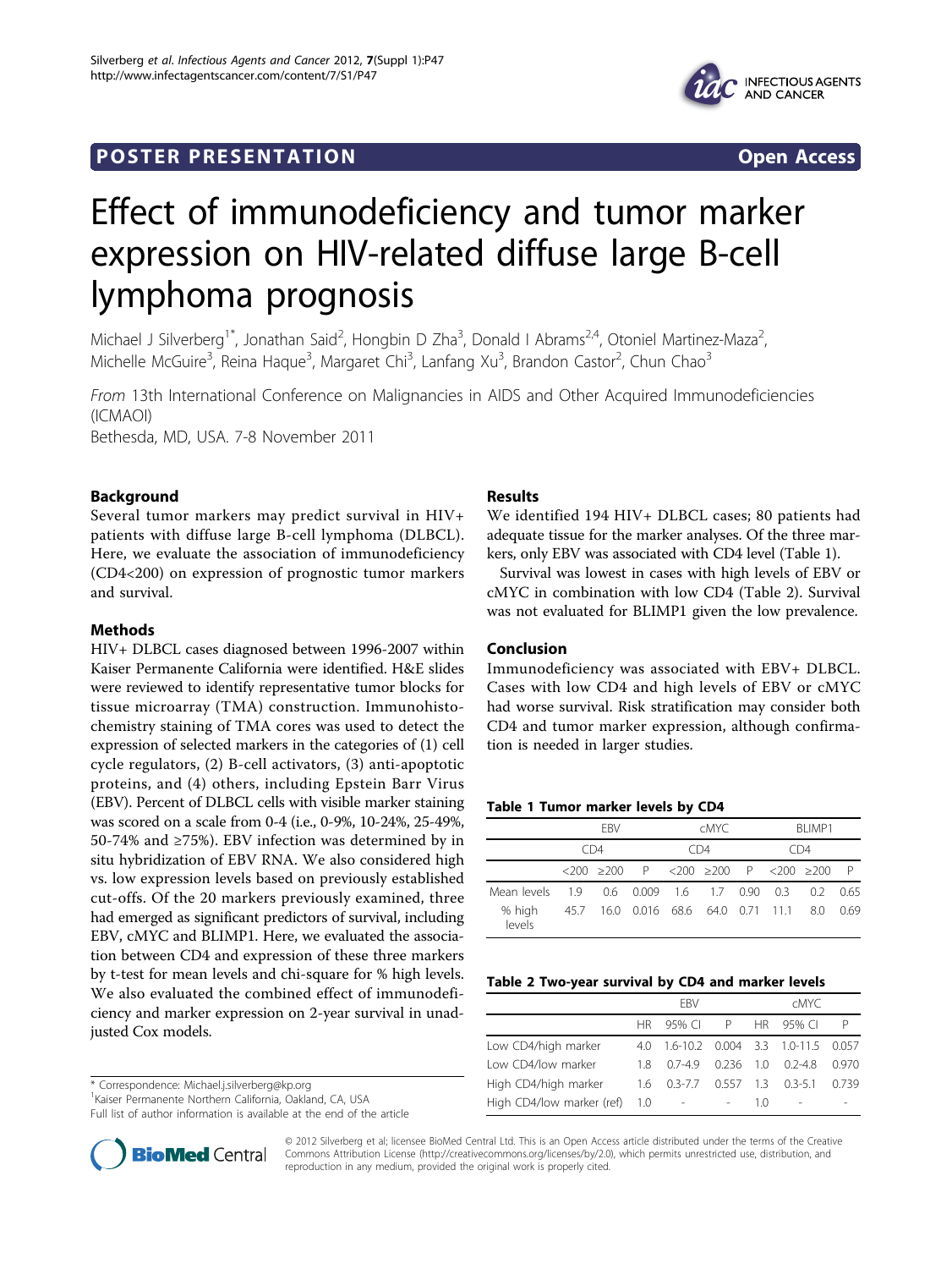POSTER PRESENTATION | Open Access

# Effect of immunodeficiency and tumor marker expression on HIV-related diffuse large B-cell lymphoma prognosis

Michael J Silverberg[1*], Jonathan Said[2], Hongbin D Zha[3], Donald I Abrams[2,4], Otoniel Martinez-Maza[2], Michelle McGuire[3], Reina Haque[3], Margaret Chi[3], Lanfang Xu[3], Brandon Castor[2], Chun Chao[3]

*From* 13th International Conference on Malignancies in AIDS and Other Acquired Immunodeficiencies (ICMAOI)
Bethesda, MD, USA. 7-8 November 2011

## Background

Several tumor markers may predict survival in HIV+ patients with diffuse large B-cell lymphoma (DLBCL). Here, we evaluate the association of immunodeficiency (CD4<200) on expression of prognostic tumor markers and survival.

## Methods

HIV+ DLBCL cases diagnosed between 1996-2007 within Kaiser Permanente California were identified. H&E slides were reviewed to identify representative tumor blocks for tissue microarray (TMA) construction. Immunohistochemistry staining of TMA cores was used to detect the expression of selected markers in the categories of (1) cell cycle regulators, (2) B-cell activators, (3) anti-apoptotic proteins, and (4) others, including Epstein Barr Virus (EBV). Percent of DLBCL cells with visible marker staining was scored on a scale from 0-4 (i.e., 0-9%, 10-24%, 25-49%, 50-74% and ≥75%). EBV infection was determined by in situ hybridization of EBV RNA. We also considered high vs. low expression levels based on previously established cut-offs. Of the 20 markers previously examined, three had emerged as significant predictors of survival, including EBV, cMYC and BLIMP1. Here, we evaluated the association between CD4 and expression of these three markers by t-test for mean levels and chi-square for % high levels. We also evaluated the combined effect of immunodeficiency and marker expression on 2-year survival in unadjusted Cox models.

## Results

We identified 194 HIV+ DLBCL cases; 80 patients had adequate tissue for the marker analyses. Of the three markers, only EBV was associated with CD4 level (Table 1).

Survival was lowest in cases with high levels of EBV or cMYC in combination with low CD4 (Table 2). Survival was not evaluated for BLIMP1 given the low prevalence.

## Conclusion

Immunodeficiency was associated with EBV+ DLBCL. Cases with low CD4 and high levels of EBV or cMYC had worse survival. Risk stratification may consider both CD4 and tumor marker expression, although confirmation is needed in larger studies.

**Table 1 Tumor marker levels by CD4**

| | EBV | | | cMYC | | | BLIMP1 | | |
|---|---|---|---|---|---|---|---|---|---|
| | CD4 | | | CD4 | | | CD4 | | |
| | <200 | ≥200 | P | <200 | ≥200 | P | <200 | ≥200 | P |
| Mean levels | 1.9 | 0.6 | 0.009 | 1.6 | 1.7 | 0.90 | 0.3 | 0.2 | 0.65 |
| % high levels | 45.7 | 16.0 | 0.016 | 68.6 | 64.0 | 0.71 | 11.1 | 8.0 | 0.69 |

**Table 2 Two-year survival by CD4 and marker levels**

| | EBV | | | cMYC | | |
|---|---|---|---|---|---|---|
| | HR | 95% CI | P | HR | 95% CI | P |
| Low CD4/high marker | 4.0 | 1.6-10.2 | 0.004 | 3.3 | 1.0-11.5 | 0.057 |
| Low CD4/low marker | 1.8 | 0.7-4.9 | 0.236 | 1.0 | 0.2-4.8 | 0.970 |
| High CD4/high marker | 1.6 | 0.3-7.7 | 0.557 | 1.3 | 0.3-5.1 | 0.739 |
| High CD4/low marker (ref) | 1.0 | - | - | 1.0 | - | - |

* Correspondence: Michael.j.silverberg@kp.org
[1]Kaiser Permanente Northern California, Oakland, CA, USA
Full list of author information is available at the end of the article

© 2012 Silverberg et al; licensee BioMed Central Ltd. This is an Open Access article distributed under the terms of the Creative Commons Attribution License (http://creativecommons.org/licenses/by/2.0), which permits unrestricted use, distribution, and reproduction in any medium, provided the original work is properly cited.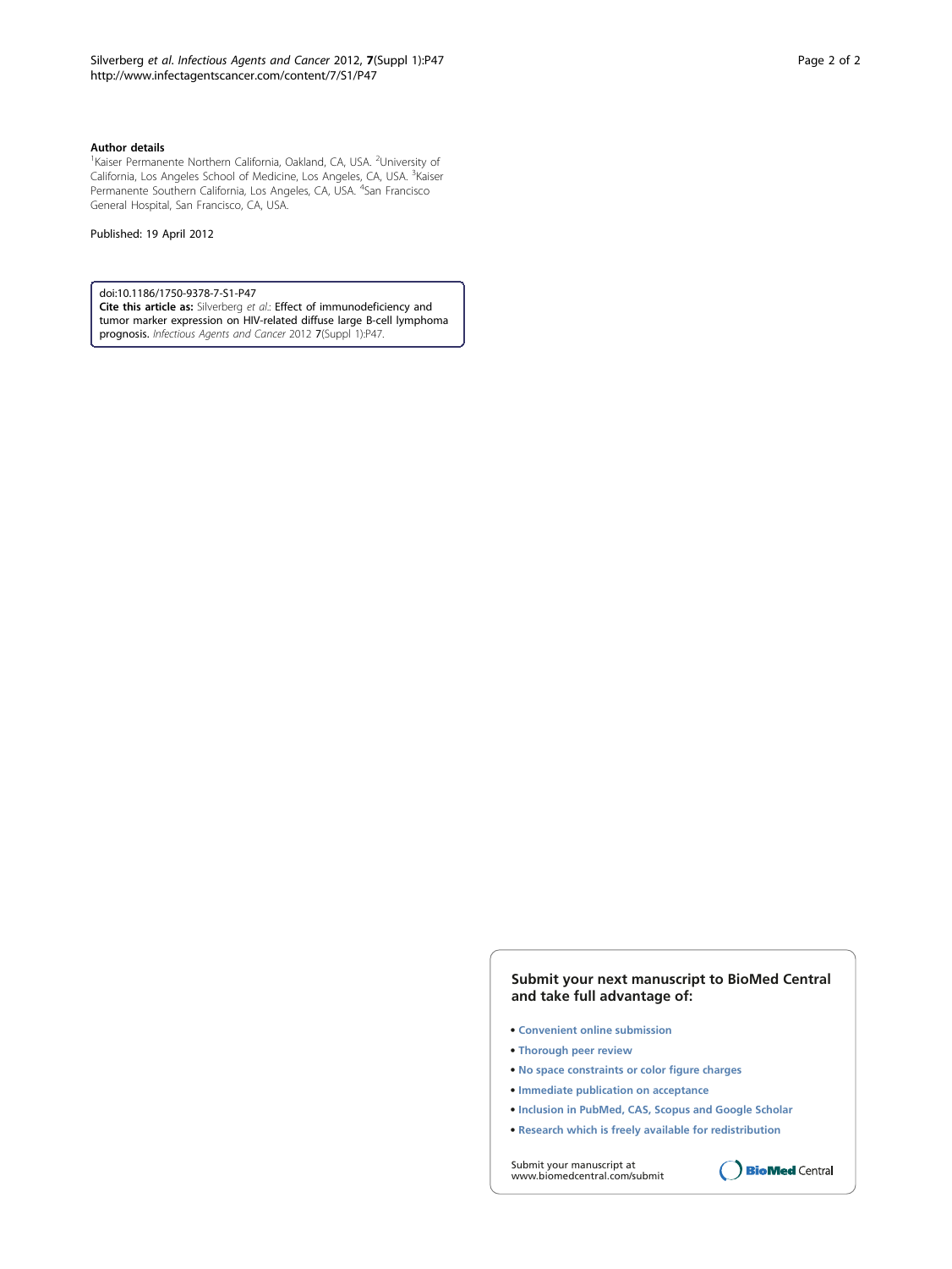#### Author details

[1]Kaiser Permanente Northern California, Oakland, CA, USA. [2]University of California, Los Angeles School of Medicine, Los Angeles, CA, USA. [3]Kaiser Permanente Southern California, Los Angeles, CA, USA. [4]San Francisco General Hospital, San Francisco, CA, USA.

Published: 19 April 2012

doi:10.1186/1750-9378-7-S1-P47
**Cite this article as:** Silverberg *et al.*: Effect of immunodeficiency and tumor marker expression on HIV-related diffuse large B-cell lymphoma prognosis. *Infectious Agents and Cancer* 2012 **7**(Suppl 1):P47.

**Submit your next manuscript to BioMed Central and take full advantage of:**

- **Convenient online submission**
- **Thorough peer review**
- **No space constraints or color figure charges**
- **Immediate publication on acceptance**
- **Inclusion in PubMed, CAS, Scopus and Google Scholar**
- **Research which is freely available for redistribution**

Submit your manuscript at
www.biomedcentral.com/submit

BioMed Central